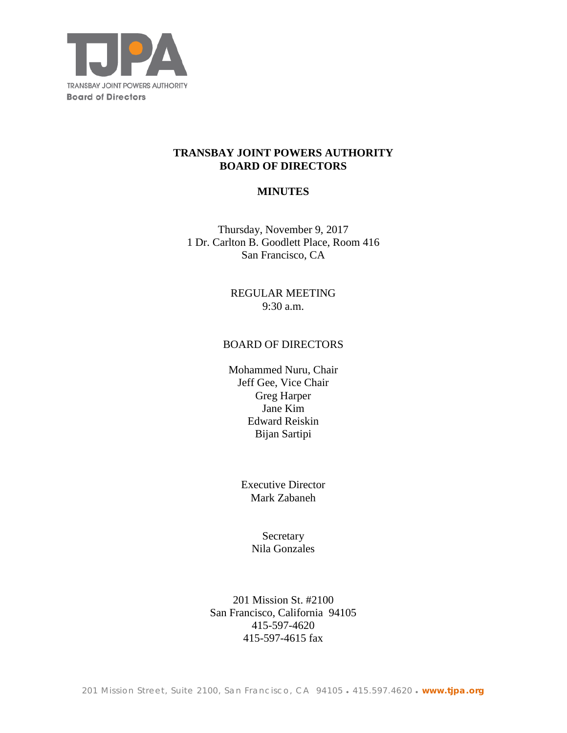TRANSBAY JOINT POWERS AUTHORITY
Board of Directors

# TRANSBAY JOINT POWERS AUTHORITY
# BOARD OF DIRECTORS

## MINUTES

Thursday, November 9, 2017
1 Dr. Carlton B. Goodlett Place, Room 416
San Francisco, CA

REGULAR MEETING
9:30 a.m.

BOARD OF DIRECTORS

Mohammed Nuru, Chair
Jeff Gee, Vice Chair
Greg Harper
Jane Kim
Edward Reiskin
Bijan Sartipi

Executive Director
Mark Zabaneh

Secretary
Nila Gonzales

201 Mission St. #2100
San Francisco, California 94105
415-597-4620
415-597-4615 fax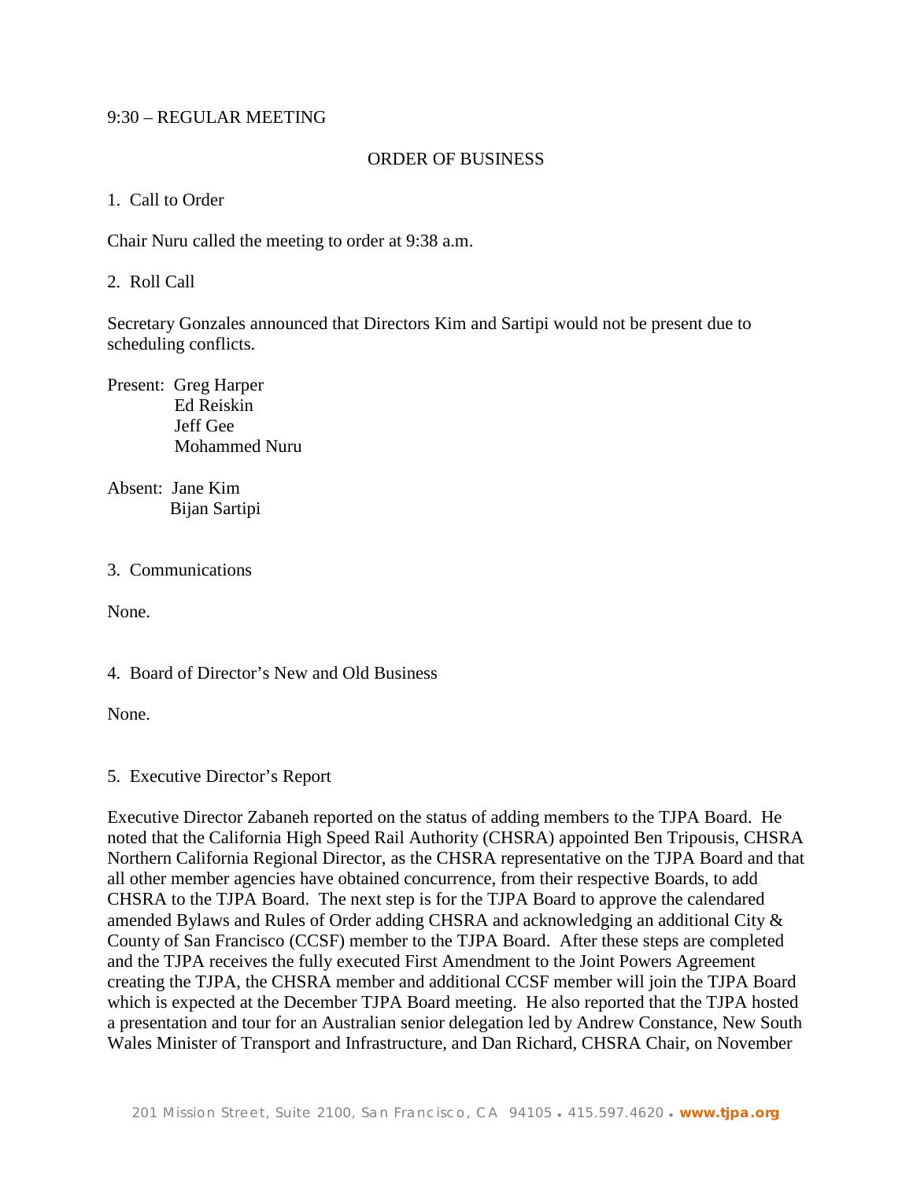9:30 – REGULAR MEETING

ORDER OF BUSINESS

1. Call to Order

Chair Nuru called the meeting to order at 9:38 a.m.

2. Roll Call

Secretary Gonzales announced that Directors Kim and Sartipi would not be present due to scheduling conflicts.

Present: Greg Harper
Ed Reiskin
Jeff Gee
Mohammed Nuru

Absent: Jane Kim
Bijan Sartipi

3. Communications

None.

4. Board of Director's New and Old Business

None.

5. Executive Director's Report

Executive Director Zabaneh reported on the status of adding members to the TJPA Board. He noted that the California High Speed Rail Authority (CHSRA) appointed Ben Tripousis, CHSRA Northern California Regional Director, as the CHSRA representative on the TJPA Board and that all other member agencies have obtained concurrence, from their respective Boards, to add CHSRA to the TJPA Board. The next step is for the TJPA Board to approve the calendared amended Bylaws and Rules of Order adding CHSRA and acknowledging an additional City & County of San Francisco (CCSF) member to the TJPA Board. After these steps are completed and the TJPA receives the fully executed First Amendment to the Joint Powers Agreement creating the TJPA, the CHSRA member and additional CCSF member will join the TJPA Board which is expected at the December TJPA Board meeting. He also reported that the TJPA hosted a presentation and tour for an Australian senior delegation led by Andrew Constance, New South Wales Minister of Transport and Infrastructure, and Dan Richard, CHSRA Chair, on November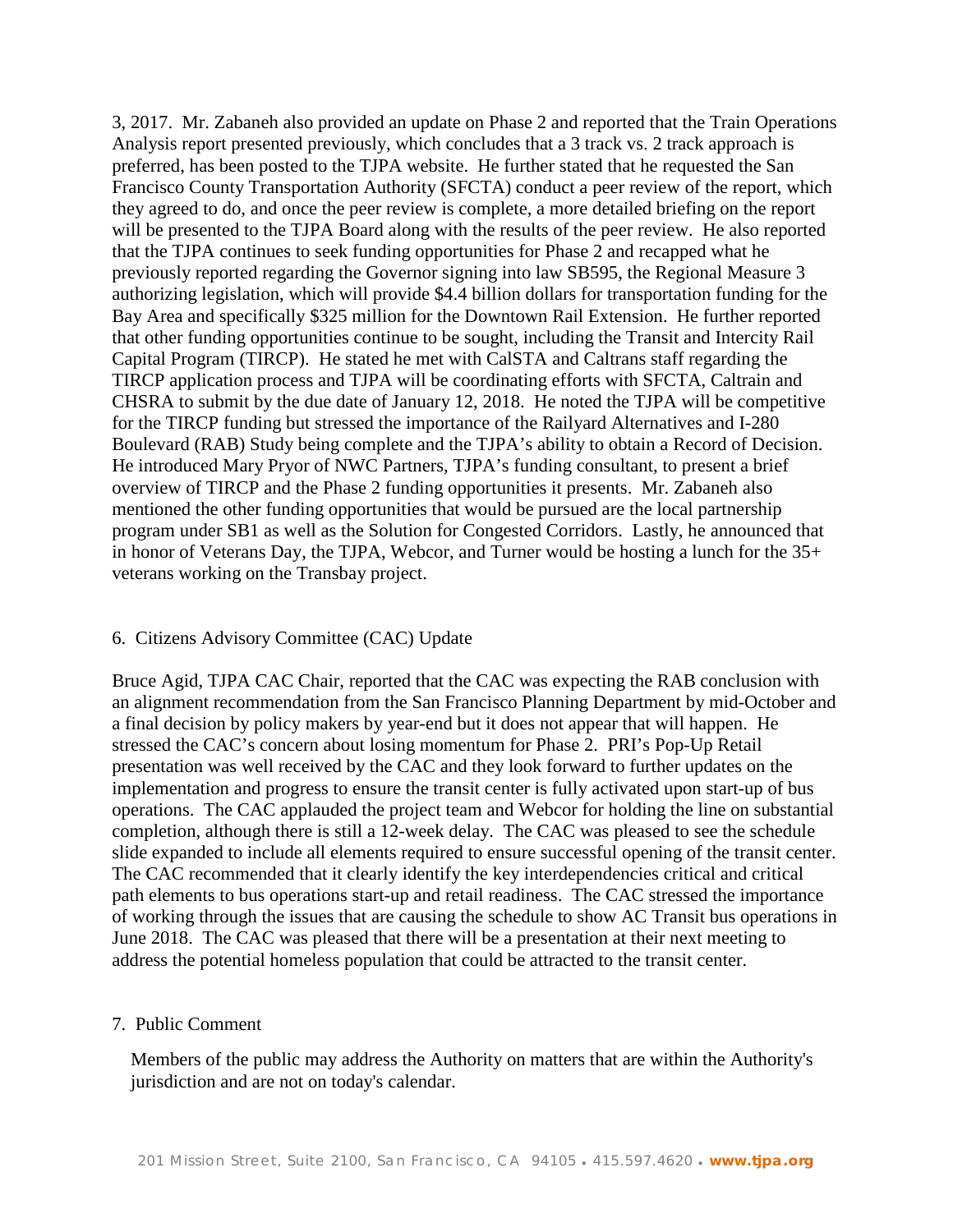3, 2017. Mr. Zabaneh also provided an update on Phase 2 and reported that the Train Operations Analysis report presented previously, which concludes that a 3 track vs. 2 track approach is preferred, has been posted to the TJPA website. He further stated that he requested the San Francisco County Transportation Authority (SFCTA) conduct a peer review of the report, which they agreed to do, and once the peer review is complete, a more detailed briefing on the report will be presented to the TJPA Board along with the results of the peer review. He also reported that the TJPA continues to seek funding opportunities for Phase 2 and recapped what he previously reported regarding the Governor signing into law SB595, the Regional Measure 3 authorizing legislation, which will provide $4.4 billion dollars for transportation funding for the Bay Area and specifically $325 million for the Downtown Rail Extension. He further reported that other funding opportunities continue to be sought, including the Transit and Intercity Rail Capital Program (TIRCP). He stated he met with CalSTA and Caltrans staff regarding the TIRCP application process and TJPA will be coordinating efforts with SFCTA, Caltrain and CHSRA to submit by the due date of January 12, 2018. He noted the TJPA will be competitive for the TIRCP funding but stressed the importance of the Railyard Alternatives and I-280 Boulevard (RAB) Study being complete and the TJPA's ability to obtain a Record of Decision. He introduced Mary Pryor of NWC Partners, TJPA's funding consultant, to present a brief overview of TIRCP and the Phase 2 funding opportunities it presents. Mr. Zabaneh also mentioned the other funding opportunities that would be pursued are the local partnership program under SB1 as well as the Solution for Congested Corridors. Lastly, he announced that in honor of Veterans Day, the TJPA, Webcor, and Turner would be hosting a lunch for the 35+ veterans working on the Transbay project.

6. Citizens Advisory Committee (CAC) Update

Bruce Agid, TJPA CAC Chair, reported that the CAC was expecting the RAB conclusion with an alignment recommendation from the San Francisco Planning Department by mid-October and a final decision by policy makers by year-end but it does not appear that will happen. He stressed the CAC's concern about losing momentum for Phase 2. PRI's Pop-Up Retail presentation was well received by the CAC and they look forward to further updates on the implementation and progress to ensure the transit center is fully activated upon start-up of bus operations. The CAC applauded the project team and Webcor for holding the line on substantial completion, although there is still a 12-week delay. The CAC was pleased to see the schedule slide expanded to include all elements required to ensure successful opening of the transit center. The CAC recommended that it clearly identify the key interdependencies critical and critical path elements to bus operations start-up and retail readiness. The CAC stressed the importance of working through the issues that are causing the schedule to show AC Transit bus operations in June 2018. The CAC was pleased that there will be a presentation at their next meeting to address the potential homeless population that could be attracted to the transit center.

7. Public Comment

Members of the public may address the Authority on matters that are within the Authority's jurisdiction and are not on today's calendar.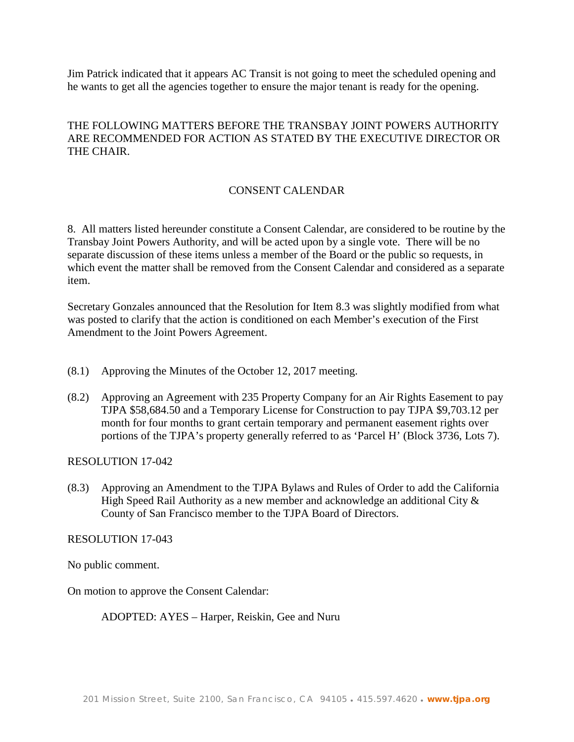Jim Patrick indicated that it appears AC Transit is not going to meet the scheduled opening and he wants to get all the agencies together to ensure the major tenant is ready for the opening.

THE FOLLOWING MATTERS BEFORE THE TRANSBAY JOINT POWERS AUTHORITY ARE RECOMMENDED FOR ACTION AS STATED BY THE EXECUTIVE DIRECTOR OR THE CHAIR.

## CONSENT CALENDAR

8. All matters listed hereunder constitute a Consent Calendar, are considered to be routine by the Transbay Joint Powers Authority, and will be acted upon by a single vote. There will be no separate discussion of these items unless a member of the Board or the public so requests, in which event the matter shall be removed from the Consent Calendar and considered as a separate item.

Secretary Gonzales announced that the Resolution for Item 8.3 was slightly modified from what was posted to clarify that the action is conditioned on each Member's execution of the First Amendment to the Joint Powers Agreement.

(8.1) Approving the Minutes of the October 12, 2017 meeting.

(8.2) Approving an Agreement with 235 Property Company for an Air Rights Easement to pay TJPA $58,684.50 and a Temporary License for Construction to pay TJPA $9,703.12 per month for four months to grant certain temporary and permanent easement rights over portions of the TJPA's property generally referred to as 'Parcel H' (Block 3736, Lots 7).

RESOLUTION 17-042

(8.3) Approving an Amendment to the TJPA Bylaws and Rules of Order to add the California High Speed Rail Authority as a new member and acknowledge an additional City & County of San Francisco member to the TJPA Board of Directors.

RESOLUTION 17-043

No public comment.

On motion to approve the Consent Calendar:

ADOPTED: AYES – Harper, Reiskin, Gee and Nuru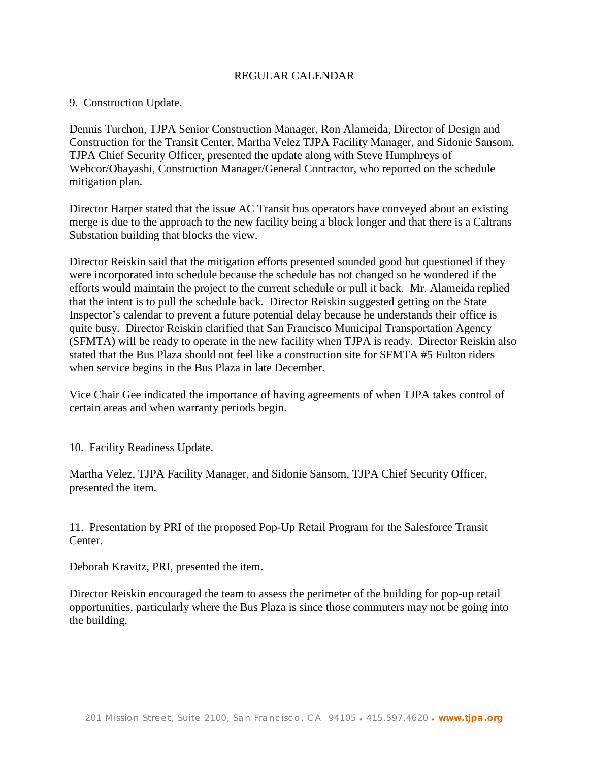## REGULAR CALENDAR

9. Construction Update.

Dennis Turchon, TJPA Senior Construction Manager, Ron Alameida, Director of Design and Construction for the Transit Center, Martha Velez TJPA Facility Manager, and Sidonie Sansom, TJPA Chief Security Officer, presented the update along with Steve Humphreys of Webcor/Obayashi, Construction Manager/General Contractor, who reported on the schedule mitigation plan.

Director Harper stated that the issue AC Transit bus operators have conveyed about an existing merge is due to the approach to the new facility being a block longer and that there is a Caltrans Substation building that blocks the view.

Director Reiskin said that the mitigation efforts presented sounded good but questioned if they were incorporated into schedule because the schedule has not changed so he wondered if the efforts would maintain the project to the current schedule or pull it back. Mr. Alameida replied that the intent is to pull the schedule back. Director Reiskin suggested getting on the State Inspector's calendar to prevent a future potential delay because he understands their office is quite busy. Director Reiskin clarified that San Francisco Municipal Transportation Agency (SFMTA) will be ready to operate in the new facility when TJPA is ready. Director Reiskin also stated that the Bus Plaza should not feel like a construction site for SFMTA #5 Fulton riders when service begins in the Bus Plaza in late December.

Vice Chair Gee indicated the importance of having agreements of when TJPA takes control of certain areas and when warranty periods begin.

10. Facility Readiness Update.

Martha Velez, TJPA Facility Manager, and Sidonie Sansom, TJPA Chief Security Officer, presented the item.

11. Presentation by PRI of the proposed Pop-Up Retail Program for the Salesforce Transit Center.

Deborah Kravitz, PRI, presented the item.

Director Reiskin encouraged the team to assess the perimeter of the building for pop-up retail opportunities, particularly where the Bus Plaza is since those commuters may not be going into the building.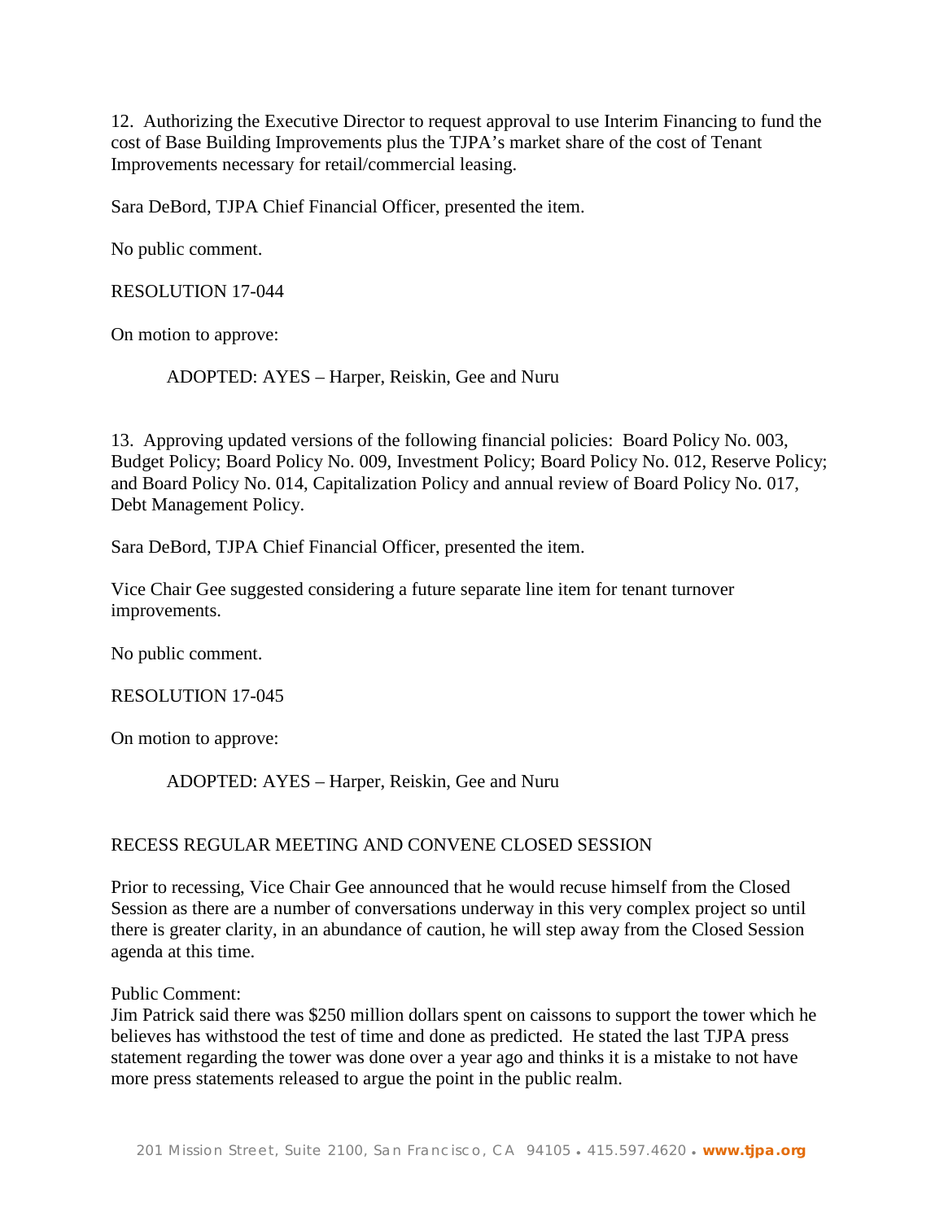12. Authorizing the Executive Director to request approval to use Interim Financing to fund the cost of Base Building Improvements plus the TJPA's market share of the cost of Tenant Improvements necessary for retail/commercial leasing.

Sara DeBord, TJPA Chief Financial Officer, presented the item.

No public comment.

RESOLUTION 17-044

On motion to approve:

ADOPTED: AYES – Harper, Reiskin, Gee and Nuru

13. Approving updated versions of the following financial policies: Board Policy No. 003, Budget Policy; Board Policy No. 009, Investment Policy; Board Policy No. 012, Reserve Policy; and Board Policy No. 014, Capitalization Policy and annual review of Board Policy No. 017, Debt Management Policy.

Sara DeBord, TJPA Chief Financial Officer, presented the item.

Vice Chair Gee suggested considering a future separate line item for tenant turnover improvements.

No public comment.

RESOLUTION 17-045

On motion to approve:

ADOPTED: AYES – Harper, Reiskin, Gee and Nuru

RECESS REGULAR MEETING AND CONVENE CLOSED SESSION

Prior to recessing, Vice Chair Gee announced that he would recuse himself from the Closed Session as there are a number of conversations underway in this very complex project so until there is greater clarity, in an abundance of caution, he will step away from the Closed Session agenda at this time.

Public Comment:
Jim Patrick said there was $250 million dollars spent on caissons to support the tower which he believes has withstood the test of time and done as predicted. He stated the last TJPA press statement regarding the tower was done over a year ago and thinks it is a mistake to not have more press statements released to argue the point in the public realm.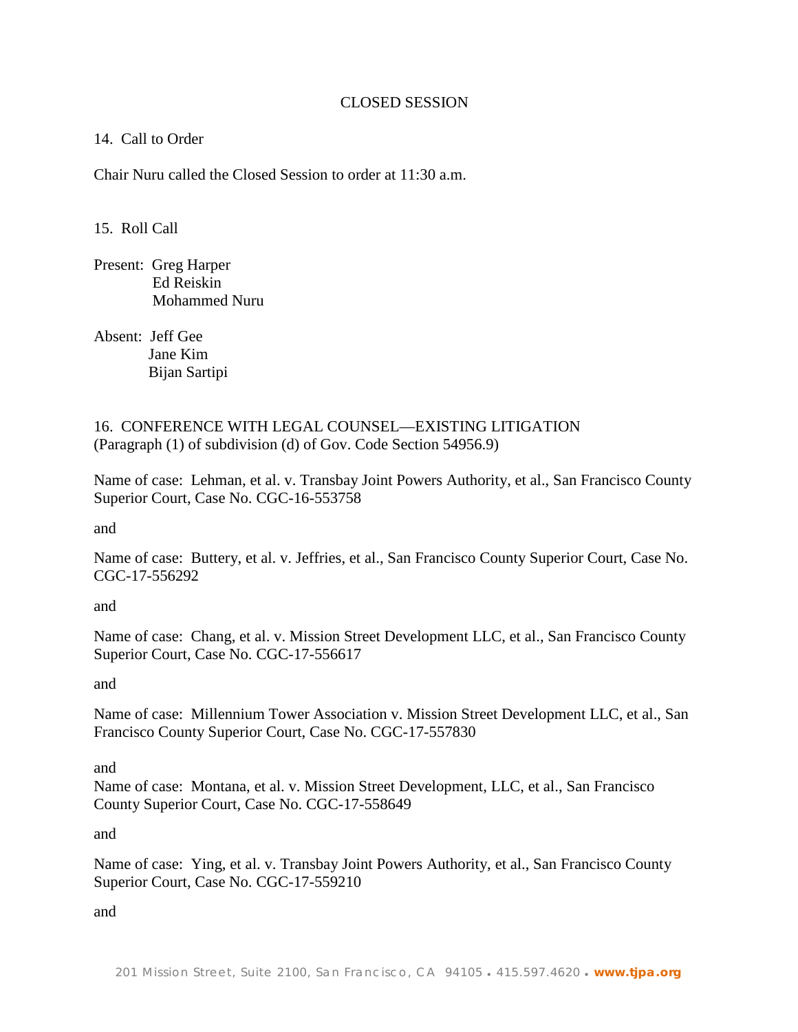## CLOSED SESSION

14. Call to Order

Chair Nuru called the Closed Session to order at 11:30 a.m.

15. Roll Call

Present: Greg Harper
Ed Reiskin
Mohammed Nuru

Absent: Jeff Gee
Jane Kim
Bijan Sartipi

16. CONFERENCE WITH LEGAL COUNSEL—EXISTING LITIGATION
(Paragraph (1) of subdivision (d) of Gov. Code Section 54956.9)

Name of case: Lehman, et al. v. Transbay Joint Powers Authority, et al., San Francisco County Superior Court, Case No. CGC-16-553758

and

Name of case: Buttery, et al. v. Jeffries, et al., San Francisco County Superior Court, Case No. CGC-17-556292

and

Name of case: Chang, et al. v. Mission Street Development LLC, et al., San Francisco County Superior Court, Case No. CGC-17-556617

and

Name of case: Millennium Tower Association v. Mission Street Development LLC, et al., San Francisco County Superior Court, Case No. CGC-17-557830

and

Name of case: Montana, et al. v. Mission Street Development, LLC, et al., San Francisco County Superior Court, Case No. CGC-17-558649

and

Name of case: Ying, et al. v. Transbay Joint Powers Authority, et al., San Francisco County Superior Court, Case No. CGC-17-559210

and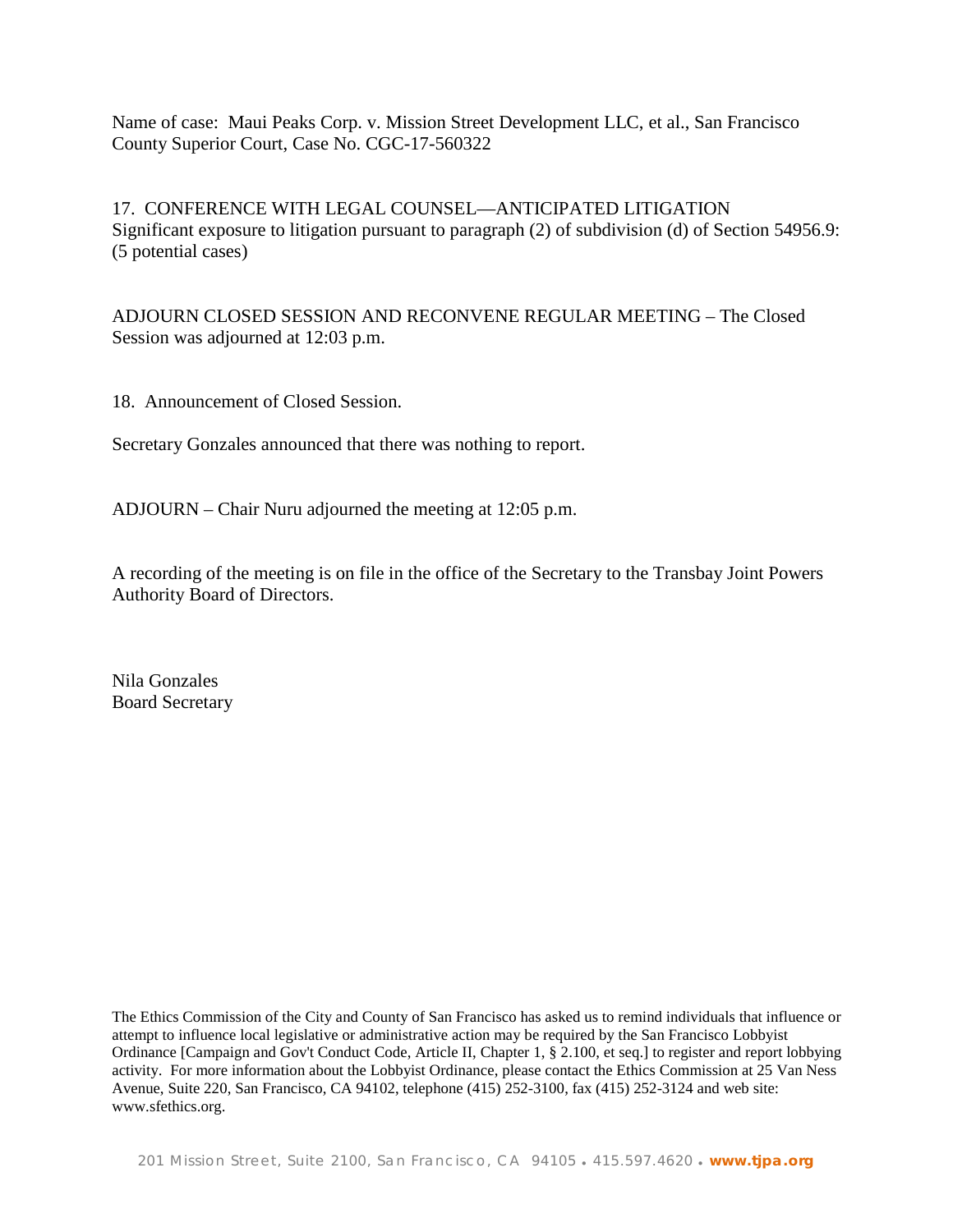Name of case: Maui Peaks Corp. v. Mission Street Development LLC, et al., San Francisco County Superior Court, Case No. CGC-17-560322

17. CONFERENCE WITH LEGAL COUNSEL—ANTICIPATED LITIGATION
Significant exposure to litigation pursuant to paragraph (2) of subdivision (d) of Section 54956.9: (5 potential cases)

ADJOURN CLOSED SESSION AND RECONVENE REGULAR MEETING – The Closed Session was adjourned at 12:03 p.m.

18. Announcement of Closed Session.

Secretary Gonzales announced that there was nothing to report.

ADJOURN – Chair Nuru adjourned the meeting at 12:05 p.m.

A recording of the meeting is on file in the office of the Secretary to the Transbay Joint Powers Authority Board of Directors.

Nila Gonzales
Board Secretary

The Ethics Commission of the City and County of San Francisco has asked us to remind individuals that influence or attempt to influence local legislative or administrative action may be required by the San Francisco Lobbyist Ordinance [Campaign and Gov't Conduct Code, Article II, Chapter 1, § 2.100, et seq.] to register and report lobbying activity. For more information about the Lobbyist Ordinance, please contact the Ethics Commission at 25 Van Ness Avenue, Suite 220, San Francisco, CA 94102, telephone (415) 252-3100, fax (415) 252-3124 and web site: www.sfethics.org.